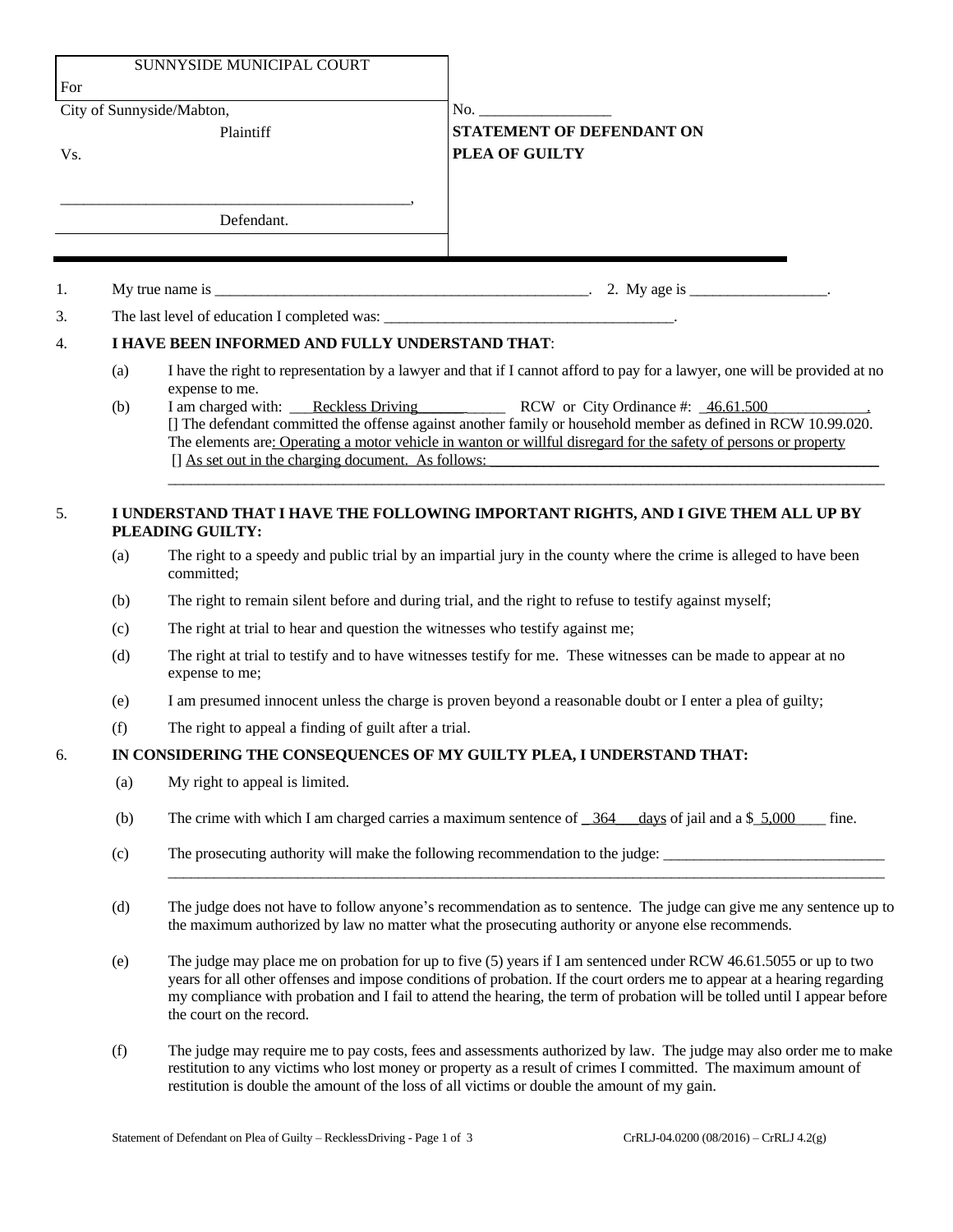| SUNNYSIDE MUNICIPAL COURT For | |
|---|---|
| City of Sunnyside/Mabton, Plaintiff | No. _________________ |
| Vs. | **STATEMENT OF DEFENDANT ON PLEA OF GUILTY** |
| _____________________________________________, Defendant. | |

1. My true name is _________________________________________________. 2. My age is __________________.

3. The last level of education I completed was: ______________________________________.

4. **I HAVE BEEN INFORMED AND FULLY UNDERSTAND THAT**:

   (a) I have the right to representation by a lawyer and that if I cannot afford to pay for a lawyer, one will be provided at no expense to me.

   (b) I am charged with: ___Reckless Driving___________ RCW or City Ordinance #: _46.61.500_____________.
   [] The defendant committed the offense against another family or household member as defined in RCW 10.99.020.
   The elements are: Operating a motor vehicle in wanton or willful disregard for the safety of persons or property
   [] As set out in the charging document. As follows: ______________________________________________________
   ________________________________________________________________________________________________

5. **I UNDERSTAND THAT I HAVE THE FOLLOWING IMPORTANT RIGHTS, AND I GIVE THEM ALL UP BY PLEADING GUILTY:**

   (a) The right to a speedy and public trial by an impartial jury in the county where the crime is alleged to have been committed;

   (b) The right to remain silent before and during trial, and the right to refuse to testify against myself;

   (c) The right at trial to hear and question the witnesses who testify against me;

   (d) The right at trial to testify and to have witnesses testify for me. These witnesses can be made to appear at no expense to me;

   (e) I am presumed innocent unless the charge is proven beyond a reasonable doubt or I enter a plea of guilty;

   (f) The right to appeal a finding of guilt after a trial.

6. **IN CONSIDERING THE CONSEQUENCES OF MY GUILTY PLEA, I UNDERSTAND THAT:**

   (a) My right to appeal is limited.

   (b) The crime with which I am charged carries a maximum sentence of _364___days of jail and a $_5,000____ fine.

   (c) The prosecuting authority will make the following recommendation to the judge: _____________________________
   ________________________________________________________________________________________________

   (d) The judge does not have to follow anyone's recommendation as to sentence. The judge can give me any sentence up to the maximum authorized by law no matter what the prosecuting authority or anyone else recommends.

   (e) The judge may place me on probation for up to five (5) years if I am sentenced under RCW 46.61.5055 or up to two years for all other offenses and impose conditions of probation. If the court orders me to appear at a hearing regarding my compliance with probation and I fail to attend the hearing, the term of probation will be tolled until I appear before the court on the record.

   (f) The judge may require me to pay costs, fees and assessments authorized by law. The judge may also order me to make restitution to any victims who lost money or property as a result of crimes I committed. The maximum amount of restitution is double the amount of the loss of all victims or double the amount of my gain.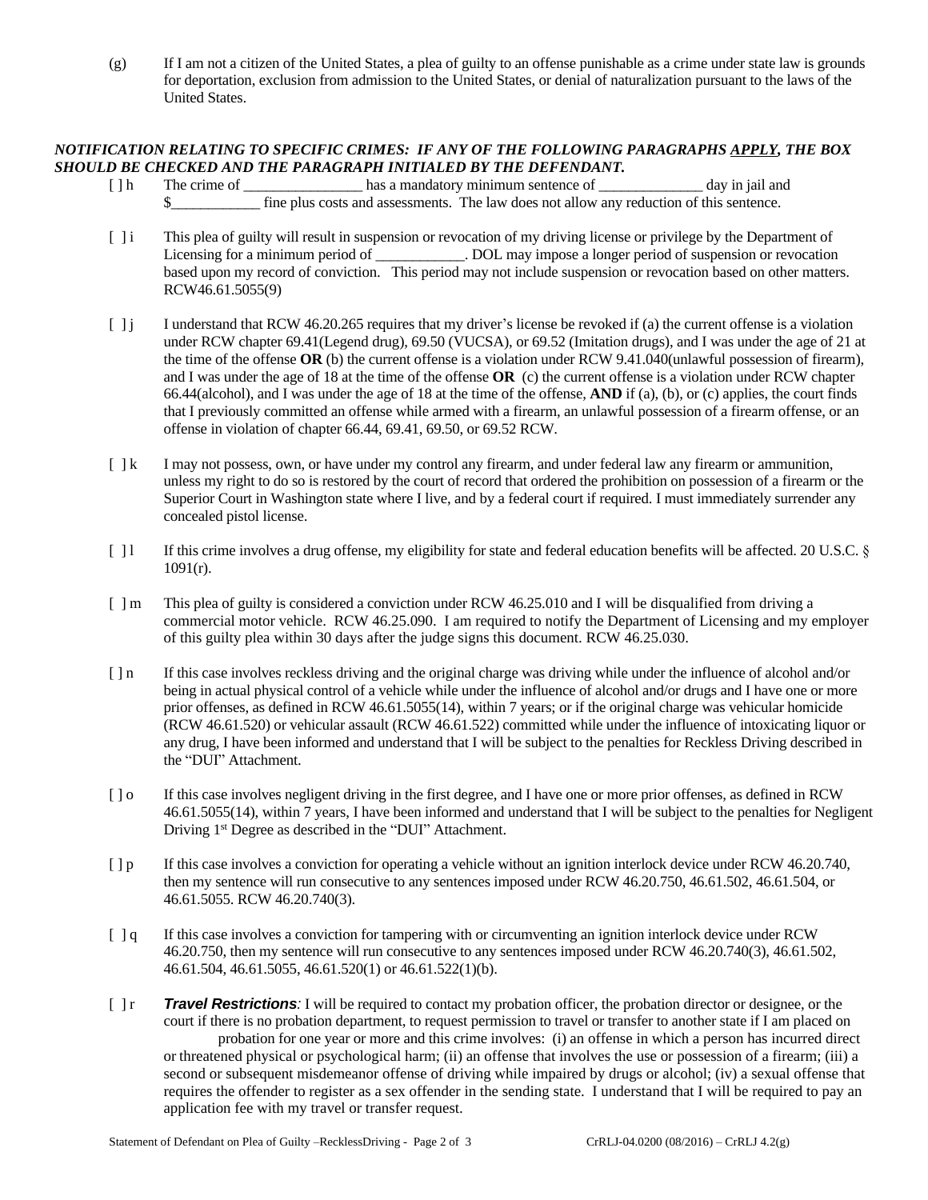(g) If I am not a citizen of the United States, a plea of guilty to an offense punishable as a crime under state law is grounds for deportation, exclusion from admission to the United States, or denial of naturalization pursuant to the laws of the United States.

***NOTIFICATION RELATING TO SPECIFIC CRIMES: IF ANY OF THE FOLLOWING PARAGRAPHS APPLY, THE BOX SHOULD BE CHECKED AND THE PARAGRAPH INITIALED BY THE DEFENDANT.***

[ ] h The crime of ________________ has a mandatory minimum sentence of ______________ day in jail and $____________ fine plus costs and assessments. The law does not allow any reduction of this sentence.

[ ] i This plea of guilty will result in suspension or revocation of my driving license or privilege by the Department of Licensing for a minimum period of ____________. DOL may impose a longer period of suspension or revocation based upon my record of conviction. This period may not include suspension or revocation based on other matters. RCW46.61.5055(9)

[ ] j I understand that RCW 46.20.265 requires that my driver's license be revoked if (a) the current offense is a violation under RCW chapter 69.41(Legend drug), 69.50 (VUCSA), or 69.52 (Imitation drugs), and I was under the age of 21 at the time of the offense **OR** (b) the current offense is a violation under RCW 9.41.040(unlawful possession of firearm), and I was under the age of 18 at the time of the offense **OR** (c) the current offense is a violation under RCW chapter 66.44(alcohol), and I was under the age of 18 at the time of the offense, **AND** if (a), (b), or (c) applies, the court finds that I previously committed an offense while armed with a firearm, an unlawful possession of a firearm offense, or an offense in violation of chapter 66.44, 69.41, 69.50, or 69.52 RCW.

[ ] k I may not possess, own, or have under my control any firearm, and under federal law any firearm or ammunition, unless my right to do so is restored by the court of record that ordered the prohibition on possession of a firearm or the Superior Court in Washington state where I live, and by a federal court if required. I must immediately surrender any concealed pistol license.

[ ] l If this crime involves a drug offense, my eligibility for state and federal education benefits will be affected. 20 U.S.C. § 1091(r).

[ ] m This plea of guilty is considered a conviction under RCW 46.25.010 and I will be disqualified from driving a commercial motor vehicle. RCW 46.25.090. I am required to notify the Department of Licensing and my employer of this guilty plea within 30 days after the judge signs this document. RCW 46.25.030.

[ ] n If this case involves reckless driving and the original charge was driving while under the influence of alcohol and/or being in actual physical control of a vehicle while under the influence of alcohol and/or drugs and I have one or more prior offenses, as defined in RCW 46.61.5055(14), within 7 years; or if the original charge was vehicular homicide (RCW 46.61.520) or vehicular assault (RCW 46.61.522) committed while under the influence of intoxicating liquor or any drug, I have been informed and understand that I will be subject to the penalties for Reckless Driving described in the "DUI" Attachment.

[ ] o If this case involves negligent driving in the first degree, and I have one or more prior offenses, as defined in RCW 46.61.5055(14), within 7 years, I have been informed and understand that I will be subject to the penalties for Negligent Driving 1st Degree as described in the "DUI" Attachment.

[ ] p If this case involves a conviction for operating a vehicle without an ignition interlock device under RCW 46.20.740, then my sentence will run consecutive to any sentences imposed under RCW 46.20.750, 46.61.502, 46.61.504, or 46.61.5055. RCW 46.20.740(3).

[ ] q If this case involves a conviction for tampering with or circumventing an ignition interlock device under RCW 46.20.750, then my sentence will run consecutive to any sentences imposed under RCW 46.20.740(3), 46.61.502, 46.61.504, 46.61.5055, 46.61.520(1) or 46.61.522(1)(b).

[ ] r ***Travel Restrictions****:* I will be required to contact my probation officer, the probation director or designee, or the court if there is no probation department, to request permission to travel or transfer to another state if I am placed on probation for one year or more and this crime involves: (i) an offense in which a person has incurred direct or threatened physical or psychological harm; (ii) an offense that involves the use or possession of a firearm; (iii) a second or subsequent misdemeanor offense of driving while impaired by drugs or alcohol; (iv) a sexual offense that requires the offender to register as a sex offender in the sending state. I understand that I will be required to pay an application fee with my travel or transfer request.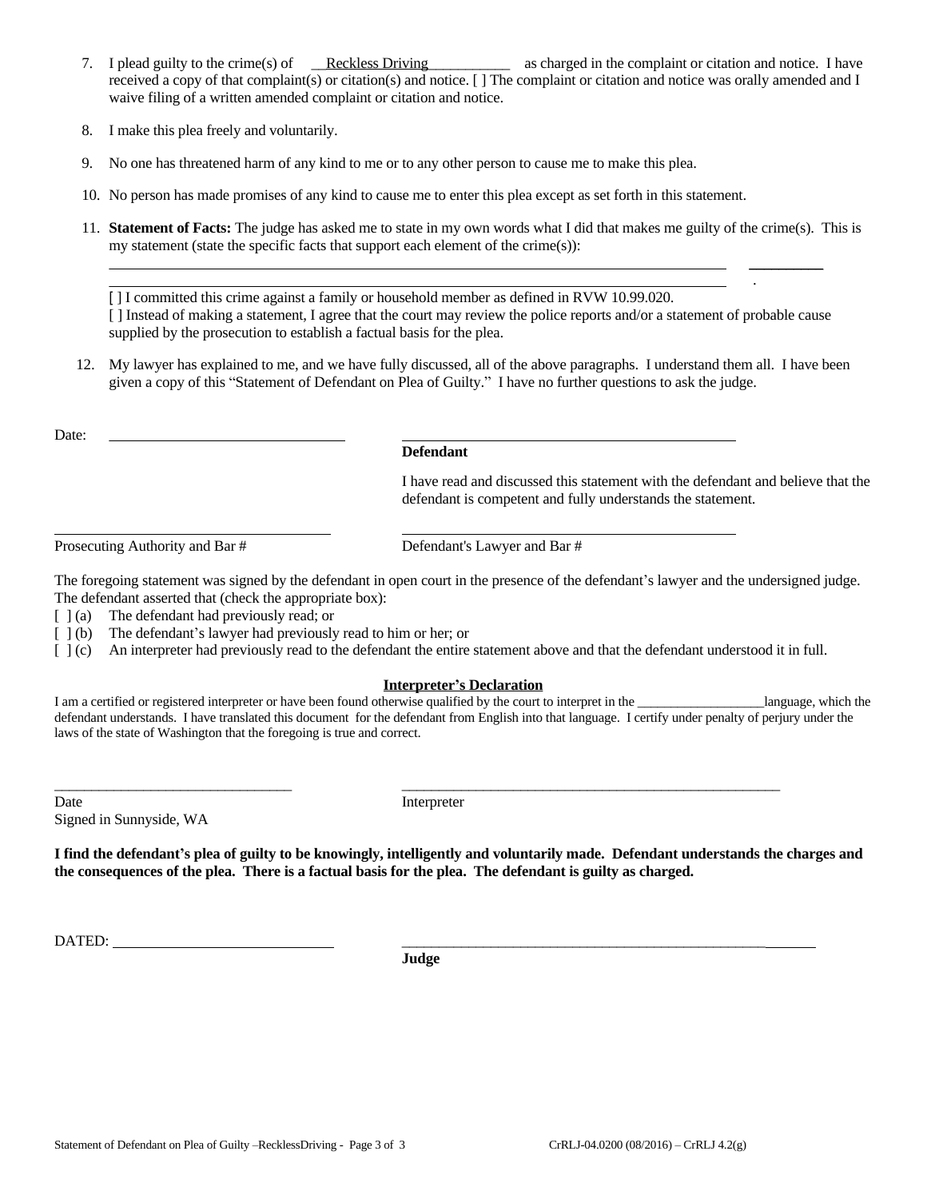7. I plead guilty to the crime(s) of \_\_Reckless Driving\_\_\_\_\_\_\_\_\_\_\_ as charged in the complaint or citation and notice. I have received a copy of that complaint(s) or citation(s) and notice. [ ] The complaint or citation and notice was orally amended and I waive filing of a written amended complaint or citation and notice.

8. I make this plea freely and voluntarily.

9. No one has threatened harm of any kind to me or to any other person to cause me to make this plea.

10. No person has made promises of any kind to cause me to enter this plea except as set forth in this statement.

11. **Statement of Facts:** The judge has asked me to state in my own words what I did that makes me guilty of the crime(s). This is my statement (state the specific facts that support each element of the crime(s)):

    \_\_\_\_\_\_\_\_\_\_\_\_\_\_\_\_\_\_\_\_\_\_\_\_\_\_\_\_\_\_\_\_\_\_\_\_\_\_\_\_\_\_\_\_\_\_\_\_\_\_\_\_\_\_\_\_\_\_\_\_\_\_\_\_\_\_\_\_\_\_\_\_

    \_\_\_\_\_\_\_\_\_\_\_\_\_\_\_\_\_\_\_\_\_\_\_\_\_\_\_\_\_\_\_\_\_\_\_\_\_\_\_\_\_\_\_\_\_\_\_\_\_\_\_\_\_\_\_\_\_\_\_\_\_\_\_\_\_\_\_\_\_\_\_\_.

    [ ] I committed this crime against a family or household member as defined in RVW 10.99.020.
    [ ] Instead of making a statement, I agree that the court may review the police reports and/or a statement of probable cause supplied by the prosecution to establish a factual basis for the plea.

12. My lawyer has explained to me, and we have fully discussed, all of the above paragraphs. I understand them all. I have been given a copy of this "Statement of Defendant on Plea of Guilty." I have no further questions to ask the judge.

Date: \_\_\_\_\_\_\_\_\_\_\_\_\_\_\_\_\_\_\_\_\_\_\_\_\_\_\_\_\_\_

\_\_\_\_\_\_\_\_\_\_\_\_\_\_\_\_\_\_\_\_\_\_\_\_\_\_\_\_\_\_\_\_\_\_\_\_\_\_\_\_\_
**Defendant**

I have read and discussed this statement with the defendant and believe that the defendant is competent and fully understands the statement.

\_\_\_\_\_\_\_\_\_\_\_\_\_\_\_\_\_\_\_\_\_\_\_\_\_\_\_\_\_\_\_\_\_\_\_
Prosecuting Authority and Bar #

\_\_\_\_\_\_\_\_\_\_\_\_\_\_\_\_\_\_\_\_\_\_\_\_\_\_\_\_\_\_\_\_\_\_\_\_\_\_\_\_\_
Defendant's Lawyer and Bar #

The foregoing statement was signed by the defendant in open court in the presence of the defendant's lawyer and the undersigned judge. The defendant asserted that (check the appropriate box):

[ ] (a) The defendant had previously read; or
[ ] (b) The defendant's lawyer had previously read to him or her; or
[ ] (c) An interpreter had previously read to the defendant the entire statement above and that the defendant understood it in full.

## Interpreter's Declaration

I am a certified or registered interpreter or have been found otherwise qualified by the court to interpret in the \_\_\_\_\_\_\_\_\_\_\_\_\_\_\_\_\_\_\_language, which the defendant understands. I have translated this document for the defendant from English into that language. I certify under penalty of perjury under the laws of the state of Washington that the foregoing is true and correct.

\_\_\_\_\_\_\_\_\_\_\_\_\_\_\_\_\_\_\_\_\_\_\_\_\_\_\_\_\_\_\_\_\_
Date
Signed in Sunnyside, WA

\_\_\_\_\_\_\_\_\_\_\_\_\_\_\_\_\_\_\_\_\_\_\_\_\_\_\_\_\_\_\_\_\_\_\_\_\_\_\_\_\_\_\_\_\_\_\_\_\_\_\_\_\_
Interpreter

**I find the defendant's plea of guilty to be knowingly, intelligently and voluntarily made. Defendant understands the charges and the consequences of the plea. There is a factual basis for the plea. The defendant is guilty as charged.**

DATED: \_\_\_\_\_\_\_\_\_\_\_\_\_\_\_\_\_\_\_\_\_\_\_\_\_\_\_\_

\_\_\_\_\_\_\_\_\_\_\_\_\_\_\_\_\_\_\_\_\_\_\_\_\_\_\_\_\_\_\_\_\_\_\_\_\_\_\_\_\_\_\_\_\_\_\_\_\_\_\_\_\_\_\_\_\_\_\_\_
**Judge**

Statement of Defendant on Plea of Guilty –RecklessDriving - CrRLJ-04.0200 (08/2016) – CrRLJ 4.2(g)